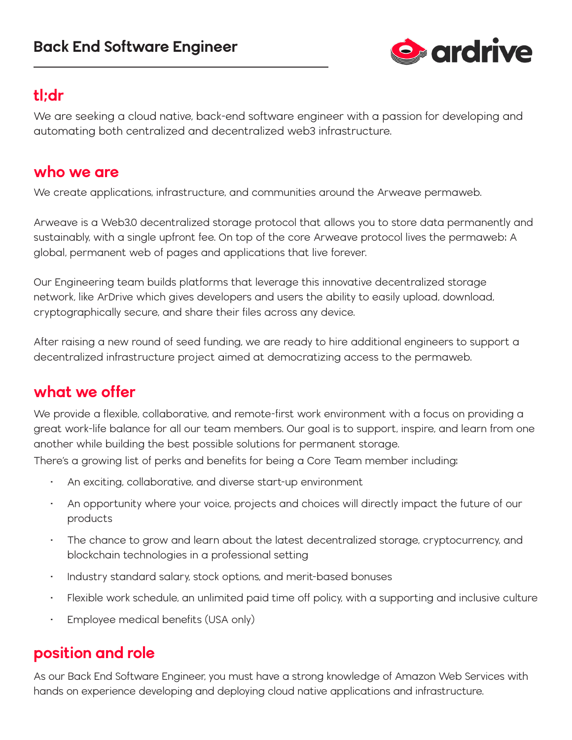# Back End Software Engineer

ardrive

## tl;dr

We are seeking a cloud native, back-end software engineer with a passion for developing and automating both centralized and decentralized web3 infrastructure.

## who we are

We create applications, infrastructure, and communities around the Arweave permaweb.

Arweave is a Web3.0 decentralized storage protocol that allows you to store data permanently and sustainably, with a single upfront fee. On top of the core Arweave protocol lives the permaweb: A global, permanent web of pages and applications that live forever.

Our Engineering team builds platforms that leverage this innovative decentralized storage network, like ArDrive which gives developers and users the ability to easily upload, download, cryptographically secure, and share their files across any device.

After raising a new round of seed funding, we are ready to hire additional engineers to support a decentralized infrastructure project aimed at democratizing access to the permaweb.

## what we offer

We provide a flexible, collaborative, and remote-first work environment with a focus on providing a great work-life balance for all our team members. Our goal is to support, inspire, and learn from one another while building the best possible solutions for permanent storage.
There's a growing list of perks and benefits for being a Core Team member including:

- An exciting, collaborative, and diverse start-up environment
- An opportunity where your voice, projects and choices will directly impact the future of our products
- The chance to grow and learn about the latest decentralized storage, cryptocurrency, and blockchain technologies in a professional setting
- Industry standard salary, stock options, and merit-based bonuses
- Flexible work schedule, an unlimited paid time off policy, with a supporting and inclusive culture
- Employee medical benefits (USA only)

## position and role

As our Back End Software Engineer, you must have a strong knowledge of Amazon Web Services with hands on experience developing and deploying cloud native applications and infrastructure.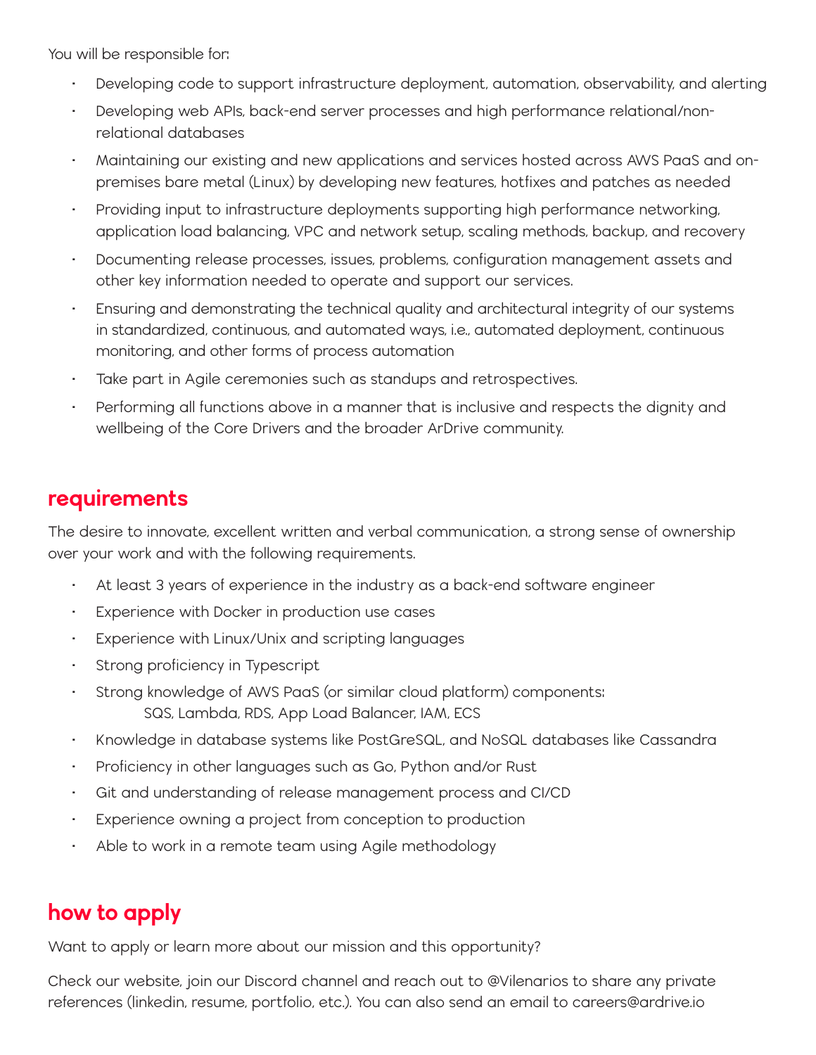You will be responsible for:

- Developing code to support infrastructure deployment, automation, observability, and alerting
- Developing web APIs, back-end server processes and high performance relational/non-relational databases
- Maintaining our existing and new applications and services hosted across AWS PaaS and on-premises bare metal (Linux) by developing new features, hotfixes and patches as needed
- Providing input to infrastructure deployments supporting high performance networking, application load balancing, VPC and network setup, scaling methods, backup, and recovery
- Documenting release processes, issues, problems, configuration management assets and other key information needed to operate and support our services.
- Ensuring and demonstrating the technical quality and architectural integrity of our systems in standardized, continuous, and automated ways, i.e., automated deployment, continuous monitoring, and other forms of process automation
- Take part in Agile ceremonies such as standups and retrospectives.
- Performing all functions above in a manner that is inclusive and respects the dignity and wellbeing of the Core Drivers and the broader ArDrive community.

## requirements

The desire to innovate, excellent written and verbal communication, a strong sense of ownership over your work and with the following requirements.

- At least 3 years of experience in the industry as a back-end software engineer
- Experience with Docker in production use cases
- Experience with Linux/Unix and scripting languages
- Strong proficiency in Typescript
- Strong knowledge of AWS PaaS (or similar cloud platform) components:
  SQS, Lambda, RDS, App Load Balancer, IAM, ECS
- Knowledge in database systems like PostGreSQL, and NoSQL databases like Cassandra
- Proficiency in other languages such as Go, Python and/or Rust
- Git and understanding of release management process and CI/CD
- Experience owning a project from conception to production
- Able to work in a remote team using Agile methodology

## how to apply

Want to apply or learn more about our mission and this opportunity?

Check our website, join our Discord channel and reach out to @Vilenarios to share any private references (linkedin, resume, portfolio, etc.). You can also send an email to careers@ardrive.io